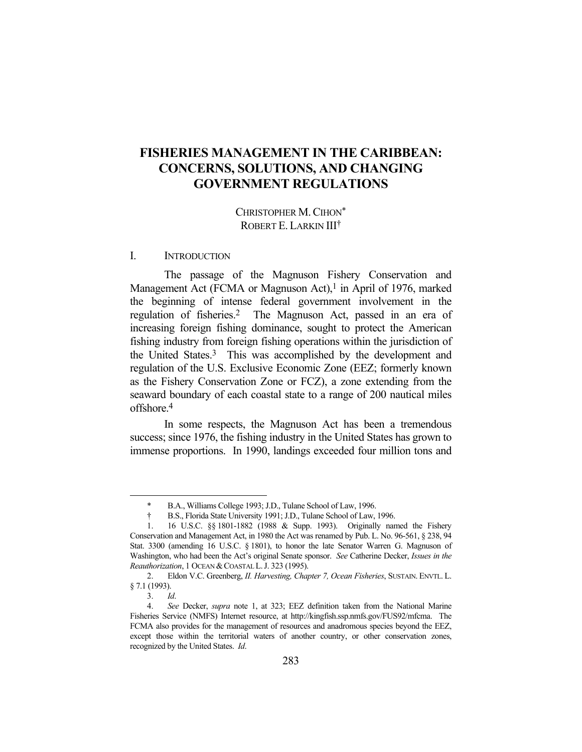# FISHERIES MANAGEMENT IN THE CARIBBEAN: CONCERNS, SOLUTIONS, AND CHANGING GOVERNMENT REGULATIONS

CHRISTOPHER M. CIHON*
ROBERT E. LARKIN III†

## I. INTRODUCTION

The passage of the Magnuson Fishery Conservation and Management Act (FCMA or Magnuson Act),[1] in April of 1976, marked the beginning of intense federal government involvement in the regulation of fisheries.[2] The Magnuson Act, passed in an era of increasing foreign fishing dominance, sought to protect the American fishing industry from foreign fishing operations within the jurisdiction of the United States.[3] This was accomplished by the development and regulation of the U.S. Exclusive Economic Zone (EEZ; formerly known as the Fishery Conservation Zone or FCZ), a zone extending from the seaward boundary of each coastal state to a range of 200 nautical miles offshore.[4]

In some respects, the Magnuson Act has been a tremendous success; since 1976, the fishing industry in the United States has grown to immense proportions. In 1990, landings exceeded four million tons and

---

\* B.A., Williams College 1993; J.D., Tulane School of Law, 1996.

† B.S., Florida State University 1991; J.D., Tulane School of Law, 1996.

1. 16 U.S.C. §§ 1801-1882 (1988 & Supp. 1993). Originally named the Fishery Conservation and Management Act, in 1980 the Act was renamed by Pub. L. No. 96-561, § 238, 94 Stat. 3300 (amending 16 U.S.C. § 1801), to honor the late Senator Warren G. Magnuson of Washington, who had been the Act's original Senate sponsor. *See* Catherine Decker, *Issues in the Reauthorization*, 1 OCEAN & COASTAL L. J. 323 (1995).

2. Eldon V.C. Greenberg, *II. Harvesting, Chapter 7, Ocean Fisheries*, SUSTAIN. ENVTL. L. § 7.1 (1993).

3. *Id*.

4. *See* Decker, *supra* note 1, at 323; EEZ definition taken from the National Marine Fisheries Service (NMFS) Internet resource, at http://kingfish.ssp.nmfs.gov/FUS92/mfcma. The FCMA also provides for the management of resources and anadromous species beyond the EEZ, except those within the territorial waters of another country, or other conservation zones, recognized by the United States. *Id*.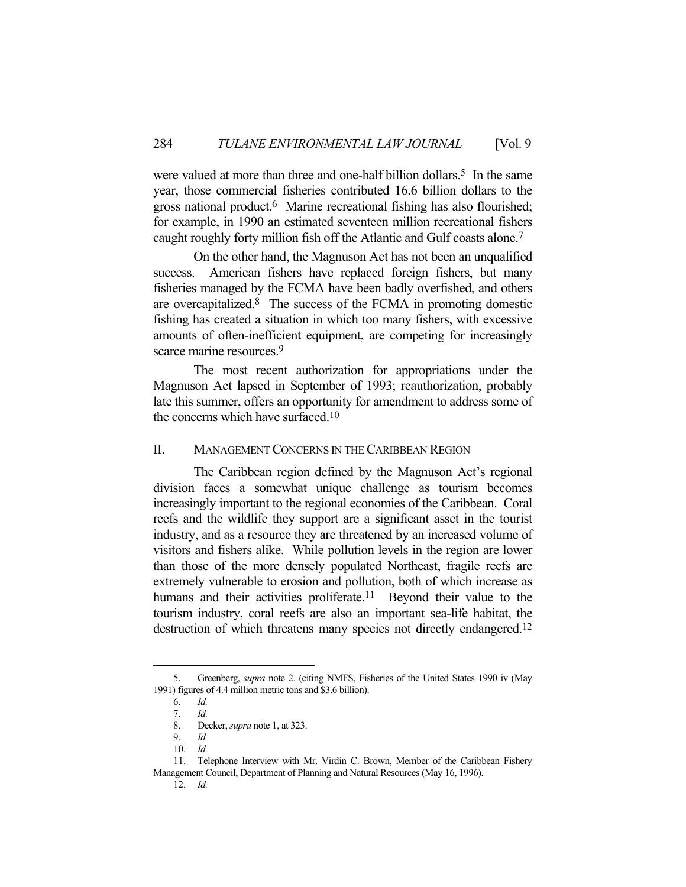were valued at more than three and one-half billion dollars.[5] In the same year, those commercial fisheries contributed 16.6 billion dollars to the gross national product.[6] Marine recreational fishing has also flourished; for example, in 1990 an estimated seventeen million recreational fishers caught roughly forty million fish off the Atlantic and Gulf coasts alone.[7]

On the other hand, the Magnuson Act has not been an unqualified success. American fishers have replaced foreign fishers, but many fisheries managed by the FCMA have been badly overfished, and others are overcapitalized.[8] The success of the FCMA in promoting domestic fishing has created a situation in which too many fishers, with excessive amounts of often-inefficient equipment, are competing for increasingly scarce marine resources.[9]

The most recent authorization for appropriations under the Magnuson Act lapsed in September of 1993; reauthorization, probably late this summer, offers an opportunity for amendment to address some of the concerns which have surfaced.[10]

## II. MANAGEMENT CONCERNS IN THE CARIBBEAN REGION

The Caribbean region defined by the Magnuson Act's regional division faces a somewhat unique challenge as tourism becomes increasingly important to the regional economies of the Caribbean. Coral reefs and the wildlife they support are a significant asset in the tourist industry, and as a resource they are threatened by an increased volume of visitors and fishers alike. While pollution levels in the region are lower than those of the more densely populated Northeast, fragile reefs are extremely vulnerable to erosion and pollution, both of which increase as humans and their activities proliferate.[11] Beyond their value to the tourism industry, coral reefs are also an important sea-life habitat, the destruction of which threatens many species not directly endangered.[12]

---

5. Greenberg, *supra* note 2. (citing NMFS, Fisheries of the United States 1990 iv (May 1991) figures of 4.4 million metric tons and $3.6 billion).

6. *Id.*

7. *Id.*

8. Decker, *supra* note 1, at 323.

9. *Id.*

10. *Id.*

11. Telephone Interview with Mr. Virdin C. Brown, Member of the Caribbean Fishery Management Council, Department of Planning and Natural Resources (May 16, 1996).

12. *Id.*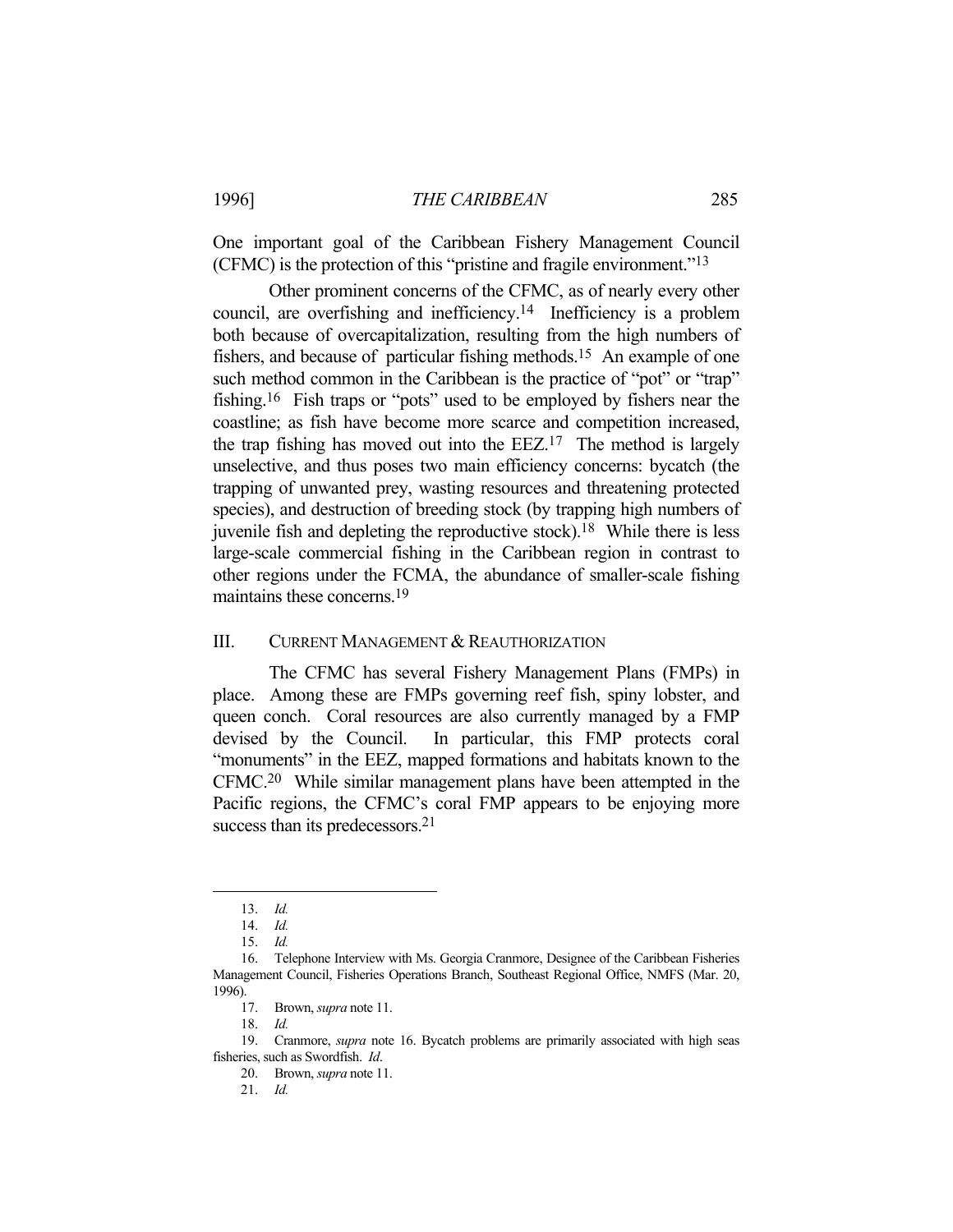One important goal of the Caribbean Fishery Management Council (CFMC) is the protection of this "pristine and fragile environment."[13]

Other prominent concerns of the CFMC, as of nearly every other council, are overfishing and inefficiency.[14] Inefficiency is a problem both because of overcapitalization, resulting from the high numbers of fishers, and because of particular fishing methods.[15] An example of one such method common in the Caribbean is the practice of "pot" or "trap" fishing.[16] Fish traps or "pots" used to be employed by fishers near the coastline; as fish have become more scarce and competition increased, the trap fishing has moved out into the EEZ.[17] The method is largely unselective, and thus poses two main efficiency concerns: bycatch (the trapping of unwanted prey, wasting resources and threatening protected species), and destruction of breeding stock (by trapping high numbers of juvenile fish and depleting the reproductive stock).[18] While there is less large-scale commercial fishing in the Caribbean region in contrast to other regions under the FCMA, the abundance of smaller-scale fishing maintains these concerns.[19]

## III. CURRENT MANAGEMENT & REAUTHORIZATION

The CFMC has several Fishery Management Plans (FMPs) in place. Among these are FMPs governing reef fish, spiny lobster, and queen conch. Coral resources are also currently managed by a FMP devised by the Council. In particular, this FMP protects coral "monuments" in the EEZ, mapped formations and habitats known to the CFMC.[20] While similar management plans have been attempted in the Pacific regions, the CFMC's coral FMP appears to be enjoying more success than its predecessors.[21]

---

13. *Id.*

14. *Id.*

15. *Id.*

16. Telephone Interview with Ms. Georgia Cranmore, Designee of the Caribbean Fisheries Management Council, Fisheries Operations Branch, Southeast Regional Office, NMFS (Mar. 20, 1996).

17. Brown, *supra* note 11.

18. *Id.*

19. Cranmore, *supra* note 16. Bycatch problems are primarily associated with high seas fisheries, such as Swordfish. *Id*.

20. Brown, *supra* note 11.

21. *Id.*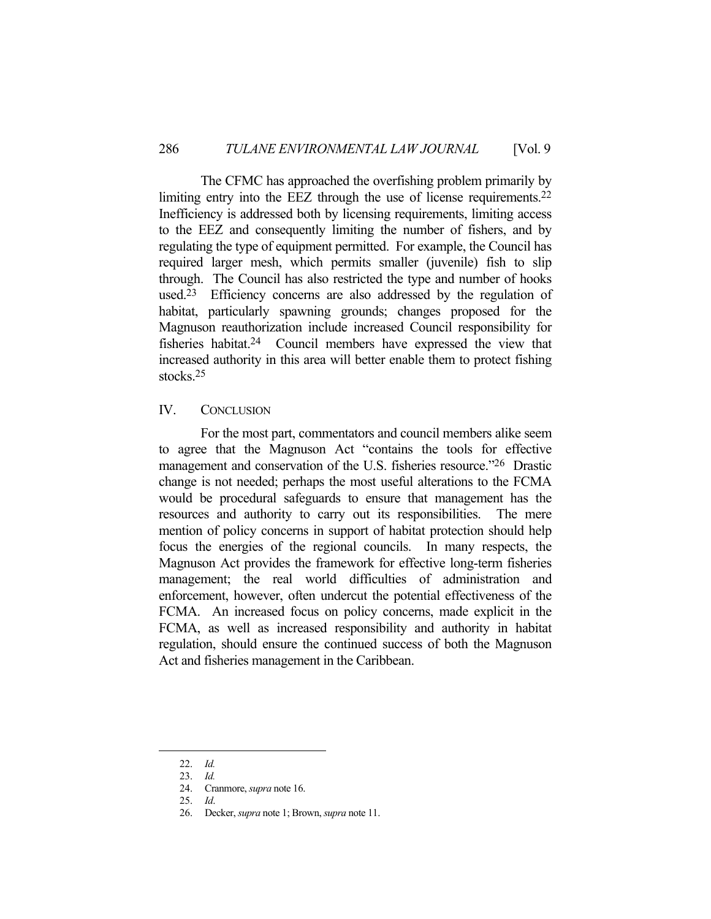The CFMC has approached the overfishing problem primarily by limiting entry into the EEZ through the use of license requirements.[22] Inefficiency is addressed both by licensing requirements, limiting access to the EEZ and consequently limiting the number of fishers, and by regulating the type of equipment permitted. For example, the Council has required larger mesh, which permits smaller (juvenile) fish to slip through. The Council has also restricted the type and number of hooks used.[23] Efficiency concerns are also addressed by the regulation of habitat, particularly spawning grounds; changes proposed for the Magnuson reauthorization include increased Council responsibility for fisheries habitat.[24] Council members have expressed the view that increased authority in this area will better enable them to protect fishing stocks.[25]

## IV. Conclusion

For the most part, commentators and council members alike seem to agree that the Magnuson Act "contains the tools for effective management and conservation of the U.S. fisheries resource."[26] Drastic change is not needed; perhaps the most useful alterations to the FCMA would be procedural safeguards to ensure that management has the resources and authority to carry out its responsibilities. The mere mention of policy concerns in support of habitat protection should help focus the energies of the regional councils. In many respects, the Magnuson Act provides the framework for effective long-term fisheries management; the real world difficulties of administration and enforcement, however, often undercut the potential effectiveness of the FCMA. An increased focus on policy concerns, made explicit in the FCMA, as well as increased responsibility and authority in habitat regulation, should ensure the continued success of both the Magnuson Act and fisheries management in the Caribbean.

---

22. *Id.*
23. *Id.*
24. Cranmore, *supra* note 16.
25. *Id*.
26. Decker, *supra* note 1; Brown, *supra* note 11.